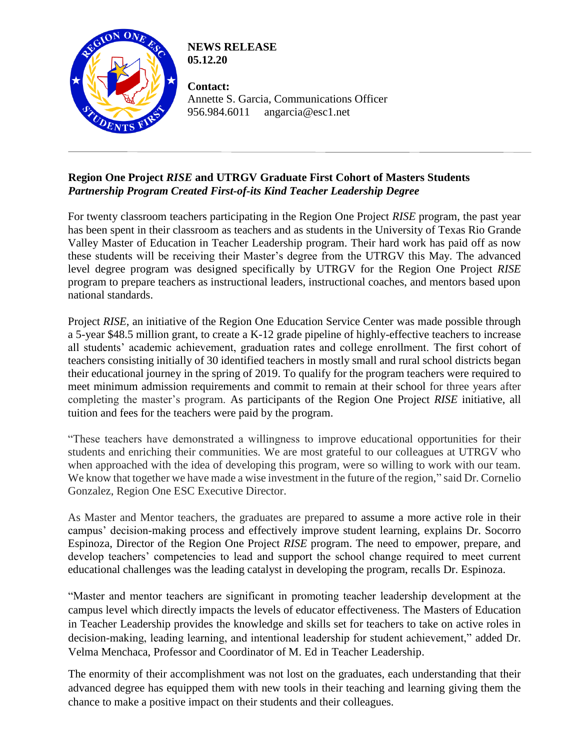**NEWS RELEASE**
**05.12.20**

**Contact:**
Annette S. Garcia, Communications Officer
956.984.6011 angarcia@esc1.net

---

## Region One Project *RISE* and UTRGV Graduate First Cohort of Masters Students
### *Partnership Program Created First-of-its Kind Teacher Leadership Degree*

For twenty classroom teachers participating in the Region One Project *RISE* program, the past year has been spent in their classroom as teachers and as students in the University of Texas Rio Grande Valley Master of Education in Teacher Leadership program. Their hard work has paid off as now these students will be receiving their Master's degree from the UTRGV this May. The advanced level degree program was designed specifically by UTRGV for the Region One Project *RISE* program to prepare teachers as instructional leaders, instructional coaches, and mentors based upon national standards.

Project *RISE*, an initiative of the Region One Education Service Center was made possible through a 5-year $48.5 million grant, to create a K-12 grade pipeline of highly-effective teachers to increase all students' academic achievement, graduation rates and college enrollment. The first cohort of teachers consisting initially of 30 identified teachers in mostly small and rural school districts began their educational journey in the spring of 2019. To qualify for the program teachers were required to meet minimum admission requirements and commit to remain at their school for three years after completing the master's program. As participants of the Region One Project *RISE* initiative, all tuition and fees for the teachers were paid by the program.

"These teachers have demonstrated a willingness to improve educational opportunities for their students and enriching their communities. We are most grateful to our colleagues at UTRGV who when approached with the idea of developing this program, were so willing to work with our team. We know that together we have made a wise investment in the future of the region," said Dr. Cornelio Gonzalez, Region One ESC Executive Director.

As Master and Mentor teachers, the graduates are prepared to assume a more active role in their campus' decision-making process and effectively improve student learning, explains Dr. Socorro Espinoza, Director of the Region One Project *RISE* program. The need to empower, prepare, and develop teachers' competencies to lead and support the school change required to meet current educational challenges was the leading catalyst in developing the program, recalls Dr. Espinoza.

"Master and mentor teachers are significant in promoting teacher leadership development at the campus level which directly impacts the levels of educator effectiveness. The Masters of Education in Teacher Leadership provides the knowledge and skills set for teachers to take on active roles in decision-making, leading learning, and intentional leadership for student achievement," added Dr. Velma Menchaca, Professor and Coordinator of M. Ed in Teacher Leadership.

The enormity of their accomplishment was not lost on the graduates, each understanding that their advanced degree has equipped them with new tools in their teaching and learning giving them the chance to make a positive impact on their students and their colleagues.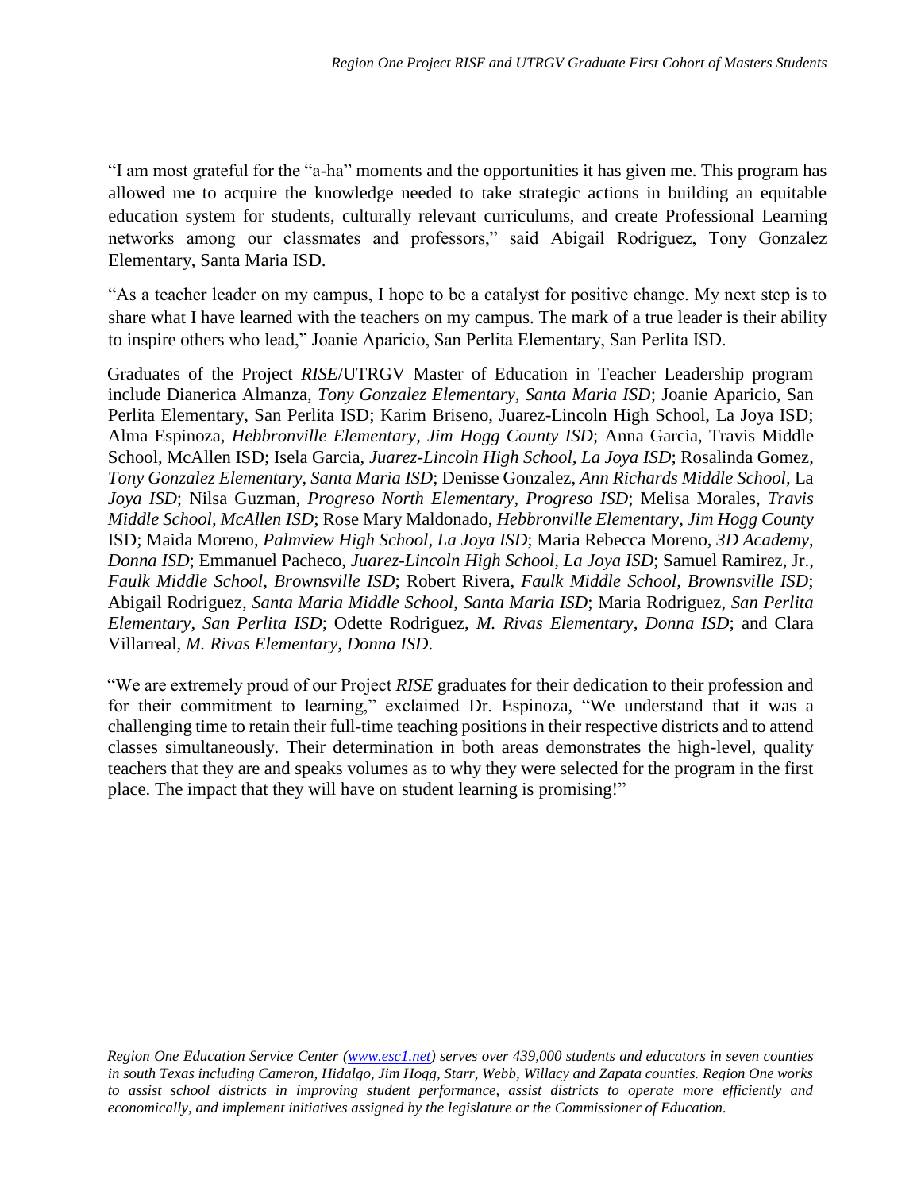"I am most grateful for the "a-ha" moments and the opportunities it has given me. This program has allowed me to acquire the knowledge needed to take strategic actions in building an equitable education system for students, culturally relevant curriculums, and create Professional Learning networks among our classmates and professors," said Abigail Rodriguez, Tony Gonzalez Elementary, Santa Maria ISD.

"As a teacher leader on my campus, I hope to be a catalyst for positive change. My next step is to share what I have learned with the teachers on my campus. The mark of a true leader is their ability to inspire others who lead," Joanie Aparicio, San Perlita Elementary, San Perlita ISD.

Graduates of the Project *RISE*/UTRGV Master of Education in Teacher Leadership program include Dianerica Almanza, *Tony Gonzalez Elementary, Santa Maria ISD*; Joanie Aparicio, San Perlita Elementary, San Perlita ISD; Karim Briseno, Juarez-Lincoln High School, La Joya ISD; Alma Espinoza, *Hebbronville Elementary, Jim Hogg County ISD*; Anna Garcia, Travis Middle School, McAllen ISD; Isela Garcia, *Juarez-Lincoln High School, La Joya ISD*; Rosalinda Gomez, *Tony Gonzalez Elementary, Santa Maria ISD*; Denisse Gonzalez, *Ann Richards Middle School*, La *Joya ISD*; Nilsa Guzman, *Progreso North Elementary, Progreso ISD*; Melisa Morales, *Travis Middle School, McAllen ISD*; Rose Mary Maldonado, *Hebbronville Elementary, Jim Hogg County* ISD; Maida Moreno, *Palmview High School, La Joya ISD*; Maria Rebecca Moreno, *3D Academy, Donna ISD*; Emmanuel Pacheco, *Juarez-Lincoln High School, La Joya ISD*; Samuel Ramirez, Jr., *Faulk Middle School, Brownsville ISD*; Robert Rivera, *Faulk Middle School, Brownsville ISD*; Abigail Rodriguez, *Santa Maria Middle School, Santa Maria ISD*; Maria Rodriguez, *San Perlita Elementary, San Perlita ISD*; Odette Rodriguez, *M. Rivas Elementary, Donna ISD*; and Clara Villarreal, *M. Rivas Elementary, Donna ISD*.

"We are extremely proud of our Project *RISE* graduates for their dedication to their profession and for their commitment to learning," exclaimed Dr. Espinoza, "We understand that it was a challenging time to retain their full-time teaching positions in their respective districts and to attend classes simultaneously. Their determination in both areas demonstrates the high-level, quality teachers that they are and speaks volumes as to why they were selected for the program in the first place. The impact that they will have on student learning is promising!"

*Region One Education Service Center (www.esc1.net) serves over 439,000 students and educators in seven counties in south Texas including Cameron, Hidalgo, Jim Hogg, Starr, Webb, Willacy and Zapata counties. Region One works to assist school districts in improving student performance, assist districts to operate more efficiently and economically, and implement initiatives assigned by the legislature or the Commissioner of Education.*